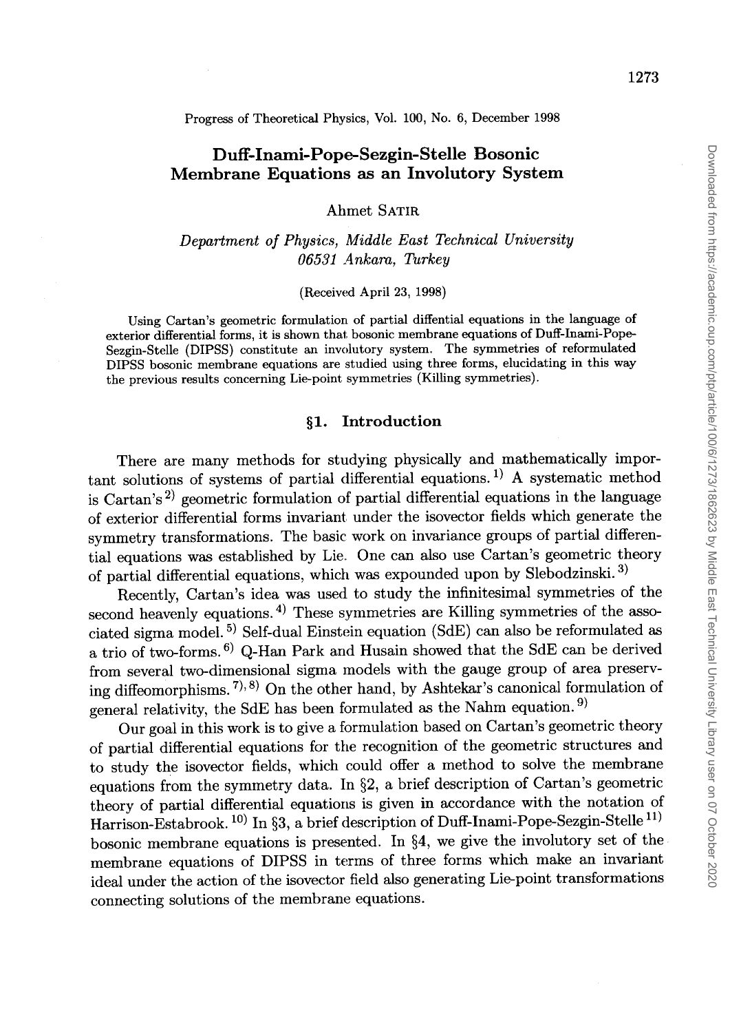# Duff-Inami-Pope-Sezgin-Stelle Bosonic Membrane Equations as an Involutory System

Ahmet SATIR

*Department of Physics, Middle East Technical University 06531 Ankara, Turkey*

(Received April 23, 1998)

Using Cartan's geometric formulation of partial diffential equations in the language of exterior differential forms, it is shown that bosonic membrane equations of Duff-Inami-Pope-Sezgin-Stelle (DIPSS) constitute an involutory system. The symmetries of reformulated DIPSS bosonic membrane equations are studied using three forms, elucidating in this way the previous results concerning Lie-point symmetries (Killing symmetries).

## §1. Introduction

There are many methods for studying physically and mathematically important solutions of systems of partial differential equations.[1] A systematic method is Cartan's[2] geometric formulation of partial differential equations in the language of exterior differential forms invariant under the isovector fields which generate the symmetry transformations. The basic work on invariance groups of partial differential equations was established by Lie. One can also use Cartan's geometric theory of partial differential equations, which was expounded upon by Slebodzinski.[3]

Recently, Cartan's idea was used to study the infinitesimal symmetries of the second heavenly equations.[4] These symmetries are Killing symmetries of the associated sigma model.[5] Self-dual Einstein equation (SdE) can also be reformulated as a trio of two-forms.[6] Q-Han Park and Husain showed that the SdE can be derived from several two-dimensional sigma models with the gauge group of area preserving diffeomorphisms.[7,8] On the other hand, by Ashtekar's canonical formulation of general relativity, the SdE has been formulated as the Nahm equation.[9]

Our goal in this work is to give a formulation based on Cartan's geometric theory of partial differential equations for the recognition of the geometric structures and to study the isovector fields, which could offer a method to solve the membrane equations from the symmetry data. In §2, a brief description of Cartan's geometric theory of partial differential equations is given in accordance with the notation of Harrison-Estabrook.[10] In §3, a brief description of Duff-Inami-Pope-Sezgin-Stelle[11] bosonic membrane equations is presented. In §4, we give the involutory set of the membrane equations of DIPSS in terms of three forms which make an invariant ideal under the action of the isovector field also generating Lie-point transformations connecting solutions of the membrane equations.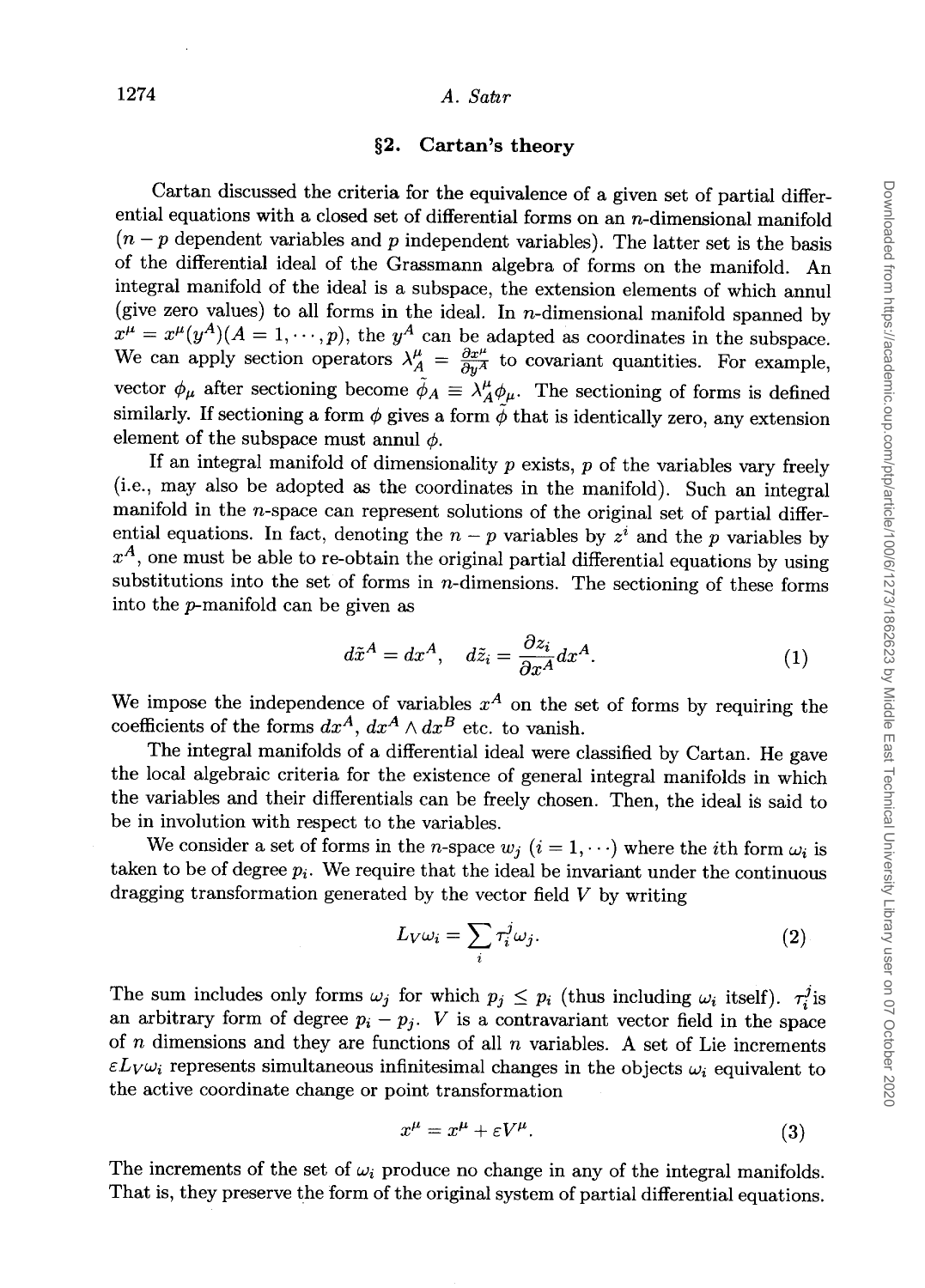## §2. Cartan's theory

Cartan discussed the criteria for the equivalence of a given set of partial differential equations with a closed set of differential forms on an $n$-dimensional manifold ($n-p$ dependent variables and $p$ independent variables). The latter set is the basis of the differential ideal of the Grassmann algebra of forms on the manifold. An integral manifold of the ideal is a subspace, the extension elements of which annul (give zero values) to all forms in the ideal. In $n$-dimensional manifold spanned by $x^\mu = x^\mu(y^A)(A = 1, \cdots, p)$, the $y^A$ can be adapted as coordinates in the subspace. We can apply section operators $\lambda^\mu_A = \frac{\partial x^\mu}{\partial y^A}$ to covariant quantities. For example, vector $\phi_\mu$ after sectioning become $\tilde{\phi}_A \equiv \lambda^\mu_A \phi_\mu$. The sectioning of forms is defined similarly. If sectioning a form $\phi$ gives a form $\tilde{\phi}$ that is identically zero, any extension element of the subspace must annul $\phi$.

If an integral manifold of dimensionality $p$ exists, $p$ of the variables vary freely (i.e., may also be adopted as the coordinates in the manifold). Such an integral manifold in the $n$-space can represent solutions of the original set of partial differential equations. In fact, denoting the $n-p$ variables by $z^i$ and the $p$ variables by $x^A$, one must be able to re-obtain the original partial differential equations by using substitutions into the set of forms in $n$-dimensions. The sectioning of these forms into the $p$-manifold can be given as

$$d\tilde{x}^A = dx^A, \quad d\tilde{z}_i = \frac{\partial z_i}{\partial x^A} dx^A. \tag{1}$$

We impose the independence of variables $x^A$ on the set of forms by requiring the coefficients of the forms $dx^A$, $dx^A \wedge dx^B$ etc. to vanish.

The integral manifolds of a differential ideal were classified by Cartan. He gave the local algebraic criteria for the existence of general integral manifolds in which the variables and their differentials can be freely chosen. Then, the ideal is said to be in involution with respect to the variables.

We consider a set of forms in the $n$-space $w_j$ $(i = 1, \cdots)$ where the $i$th form $\omega_i$ is taken to be of degree $p_i$. We require that the ideal be invariant under the continuous dragging transformation generated by the vector field $V$ by writing

$$L_V \omega_i = \sum_i \tau^j_i \omega_j. \tag{2}$$

The sum includes only forms $\omega_j$ for which $p_j \leq p_i$ (thus including $\omega_i$ itself). $\tau^j_i$ is an arbitrary form of degree $p_i - p_j$. $V$ is a contravariant vector field in the space of $n$ dimensions and they are functions of all $n$ variables. A set of Lie increments $\varepsilon L_V \omega_i$ represents simultaneous infinitesimal changes in the objects $\omega_i$ equivalent to the active coordinate change or point transformation

$$x^\mu = x^\mu + \varepsilon V^\mu. \tag{3}$$

The increments of the set of $\omega_i$ produce no change in any of the integral manifolds. That is, they preserve the form of the original system of partial differential equations.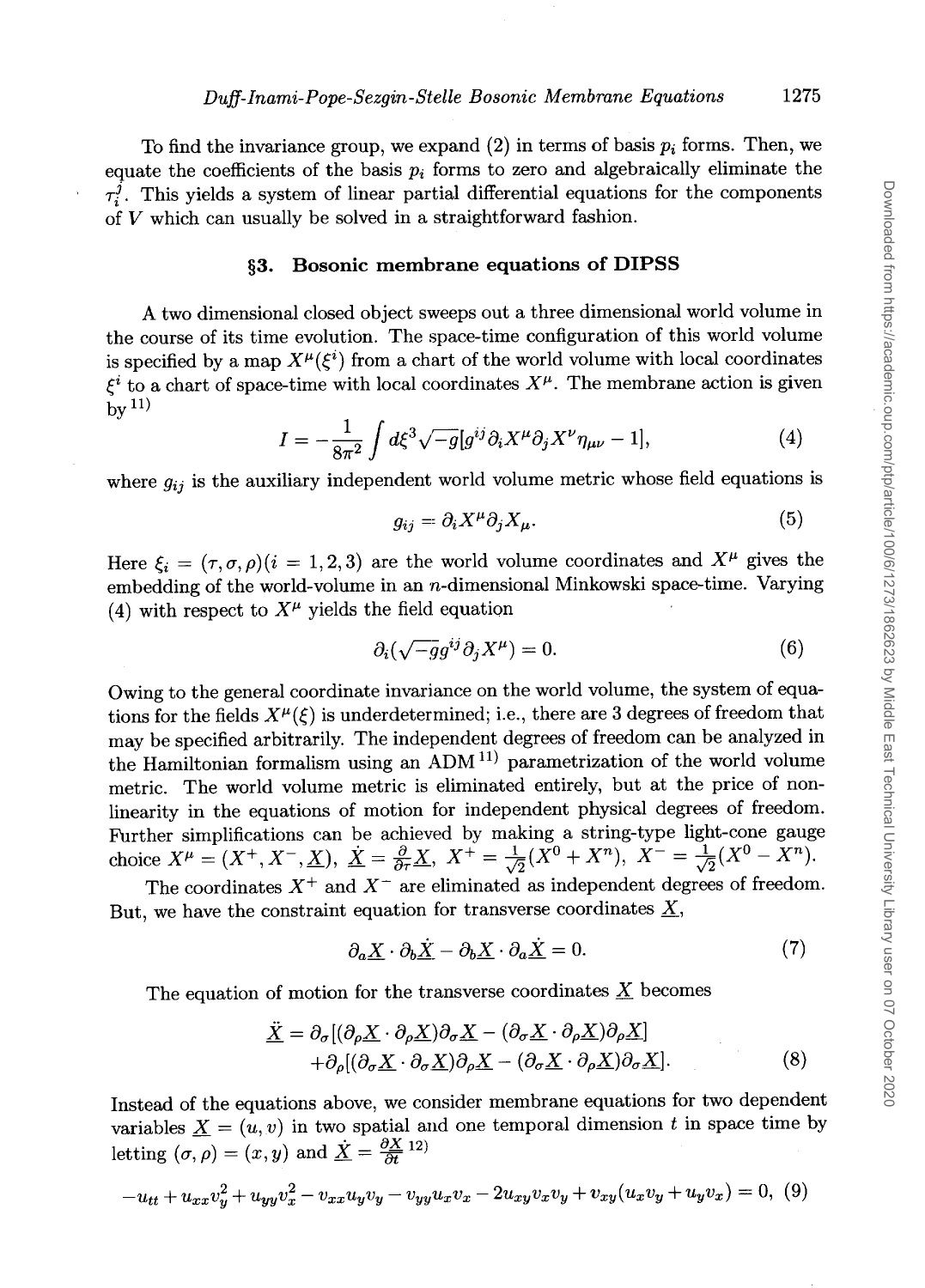To find the invariance group, we expand (2) in terms of basis $p_i$ forms. Then, we equate the coefficients of the basis $p_i$ forms to zero and algebraically eliminate the $\tau_i^j$. This yields a system of linear partial differential equations for the components of $V$ which can usually be solved in a straightforward fashion.

## §3. Bosonic membrane equations of DIPSS

A two dimensional closed object sweeps out a three dimensional world volume in the course of its time evolution. The space-time configuration of this world volume is specified by a map $X^\mu(\xi^i)$ from a chart of the world volume with local coordinates $\xi^i$ to a chart of space-time with local coordinates $X^\mu$. The membrane action is given by[11]

$$I = -\frac{1}{8\pi^2}\int d\xi^3\sqrt{-g}[g^{ij}\partial_i X^\mu \partial_j X^\nu \eta_{\mu\nu} - 1], \tag{4}$$

where $g_{ij}$ is the auxiliary independent world volume metric whose field equations is

$$g_{ij} = \partial_i X^\mu \partial_j X_\mu. \tag{5}$$

Here $\xi_i = (\tau, \sigma, \rho)(i = 1,2,3)$ are the world volume coordinates and $X^\mu$ gives the embedding of the world-volume in an $n$-dimensional Minkowski space-time. Varying (4) with respect to $X^\mu$ yields the field equation

$$\partial_i(\sqrt{-g}g^{ij}\partial_j X^\mu) = 0. \tag{6}$$

Owing to the general coordinate invariance on the world volume, the system of equations for the fields $X^\mu(\xi)$ is underdetermined; i.e., there are 3 degrees of freedom that may be specified arbitrarily. The independent degrees of freedom can be analyzed in the Hamiltonian formalism using an ADM[11] parametrization of the world volume metric. The world volume metric is eliminated entirely, but at the price of non-linearity in the equations of motion for independent physical degrees of freedom. Further simplifications can be achieved by making a string-type light-cone gauge choice $X^\mu = (X^+, X^-, \underline{X})$, $\dot{\underline{X}} = \frac{\partial}{\partial\tau}\underline{X}$, $X^+ = \frac{1}{\sqrt{2}}(X^0 + X^n)$, $X^- = \frac{1}{\sqrt{2}}(X^0 - X^n)$.

The coordinates $X^+$ and $X^-$ are eliminated as independent degrees of freedom. But, we have the constraint equation for transverse coordinates $\underline{X}$,

$$\partial_a \underline{X} \cdot \partial_b \dot{\underline{X}} - \partial_b \underline{X} \cdot \partial_a \dot{\underline{X}} = 0. \tag{7}$$

The equation of motion for the transverse coordinates $\underline{X}$ becomes

$$\begin{aligned}\ddot{\underline{X}} = \partial_\sigma[(\partial_\rho \underline{X} \cdot \partial_\rho \underline{X})\partial_\sigma \underline{X} - (\partial_\sigma \underline{X} \cdot \partial_\rho \underline{X})\partial_\rho \underline{X}] \\ +\partial_\rho[(\partial_\sigma \underline{X} \cdot \partial_\sigma \underline{X})\partial_\rho \underline{X} - (\partial_\sigma \underline{X} \cdot \partial_\rho \underline{X})\partial_\sigma \underline{X}].\end{aligned} \tag{8}$$

Instead of the equations above, we consider membrane equations for two dependent variables $\underline{X} = (u, v)$ in two spatial and one temporal dimension $t$ in space time by letting $(\sigma, \rho) = (x, y)$ and $\dot{\underline{X}} = \frac{\partial \underline{X}}{\partial t}$[12]

$$-u_{tt} + u_{xx}v_y^2 + u_{yy}v_x^2 - v_{xx}u_y v_y - v_{yy}u_x v_x - 2u_{xy}v_x v_y + v_{xy}(u_x v_y + u_y v_x) = 0, \tag{9}$$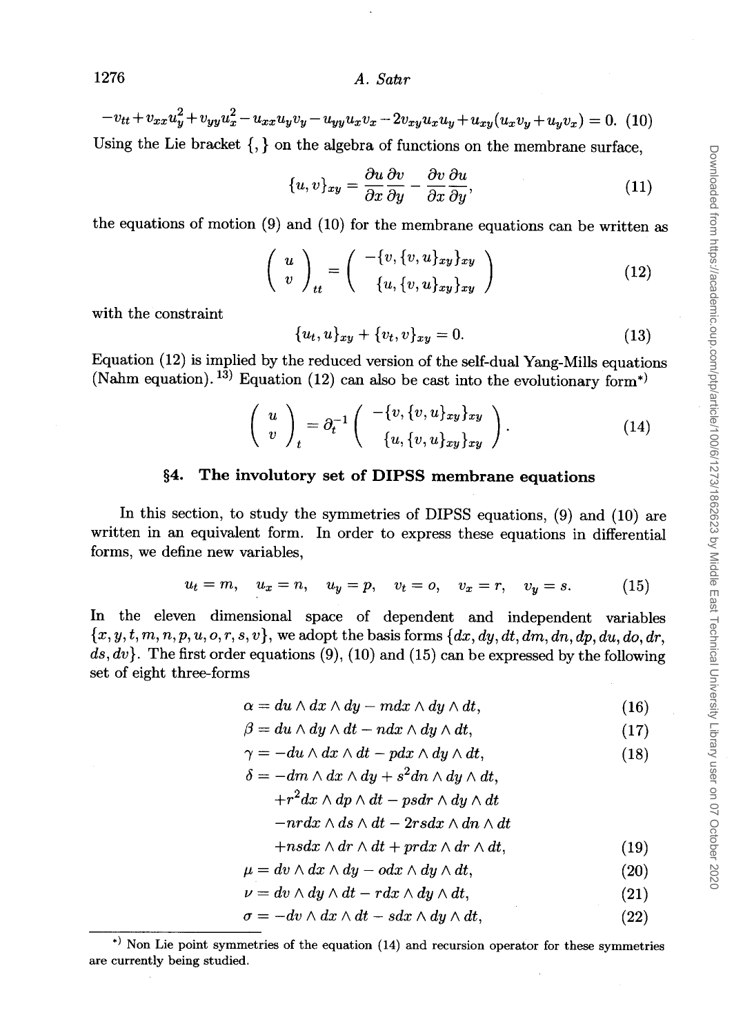$$-v_{tt}+v_{xx}u_y^2+v_{yy}u_x^2-u_{xx}u_yv_y-u_{yy}u_xv_x-2v_{xy}u_xu_y+u_{xy}(u_xv_y+u_yv_x)=0. \quad (10)$$

Using the Lie bracket $\{,\}$ on the algebra of functions on the membrane surface,

$$\{u,v\}_{xy}=\frac{\partial u}{\partial x}\frac{\partial v}{\partial y}-\frac{\partial v}{\partial x}\frac{\partial u}{\partial y}, \quad (11)$$

the equations of motion (9) and (10) for the membrane equations can be written as

$$\begin{pmatrix} u \\ v \end{pmatrix}_{tt}=\begin{pmatrix} -\{v,\{v,u\}_{xy}\}_{xy} \\ \{u,\{v,u\}_{xy}\}_{xy} \end{pmatrix} \quad (12)$$

with the constraint

$$\{u_t,u\}_{xy}+\{v_t,v\}_{xy}=0. \quad (13)$$

Equation (12) is implied by the reduced version of the self-dual Yang-Mills equations (Nahm equation).[13] Equation (12) can also be cast into the evolutionary form*)

$$\begin{pmatrix} u \\ v \end{pmatrix}_{t}=\partial_t^{-1}\begin{pmatrix} -\{v,\{v,u\}_{xy}\}_{xy} \\ \{u,\{v,u\}_{xy}\}_{xy} \end{pmatrix}. \quad (14)$$

## §4. The involutory set of DIPSS membrane equations

In this section, to study the symmetries of DIPSS equations, (9) and (10) are written in an equivalent form. In order to express these equations in differential forms, we define new variables,

$$u_t=m, \quad u_x=n, \quad u_y=p, \quad v_t=o, \quad v_x=r, \quad v_y=s. \quad (15)$$

In the eleven dimensional space of dependent and independent variables $\{x,y,t,m,n,p,u,o,r,s,v\}$, we adopt the basis forms $\{dx,dy,dt,dm,dn,dp,du,do,dr,ds,dv\}$. The first order equations (9), (10) and (15) can be expressed by the following set of eight three-forms

$$\alpha=du\wedge dx\wedge dy-m dx\wedge dy\wedge dt, \quad (16)$$

$$\beta=du\wedge dy\wedge dt-n dx\wedge dy\wedge dt, \quad (17)$$

$$\gamma=-du\wedge dx\wedge dt-p dx\wedge dy\wedge dt, \quad (18)$$

$$\begin{aligned}\delta=&-dm\wedge dx\wedge dy+s^2dn\wedge dy\wedge dt,\\ &+r^2dx\wedge dp\wedge dt-psdr\wedge dy\wedge dt\\ &-nrdx\wedge ds\wedge dt-2rsdx\wedge dn\wedge dt\\ &+nsdx\wedge dr\wedge dt+prdx\wedge dr\wedge dt,\end{aligned} \quad (19)$$

$$\mu=dv\wedge dx\wedge dy-o dx\wedge dy\wedge dt, \quad (20)$$

$$\nu=dv\wedge dy\wedge dt-r dx\wedge dy\wedge dt, \quad (21)$$

$$\sigma=-dv\wedge dx\wedge dt-s dx\wedge dy\wedge dt, \quad (22)$$

---

*) Non Lie point symmetries of the equation (14) and recursion operator for these symmetries are currently being studied.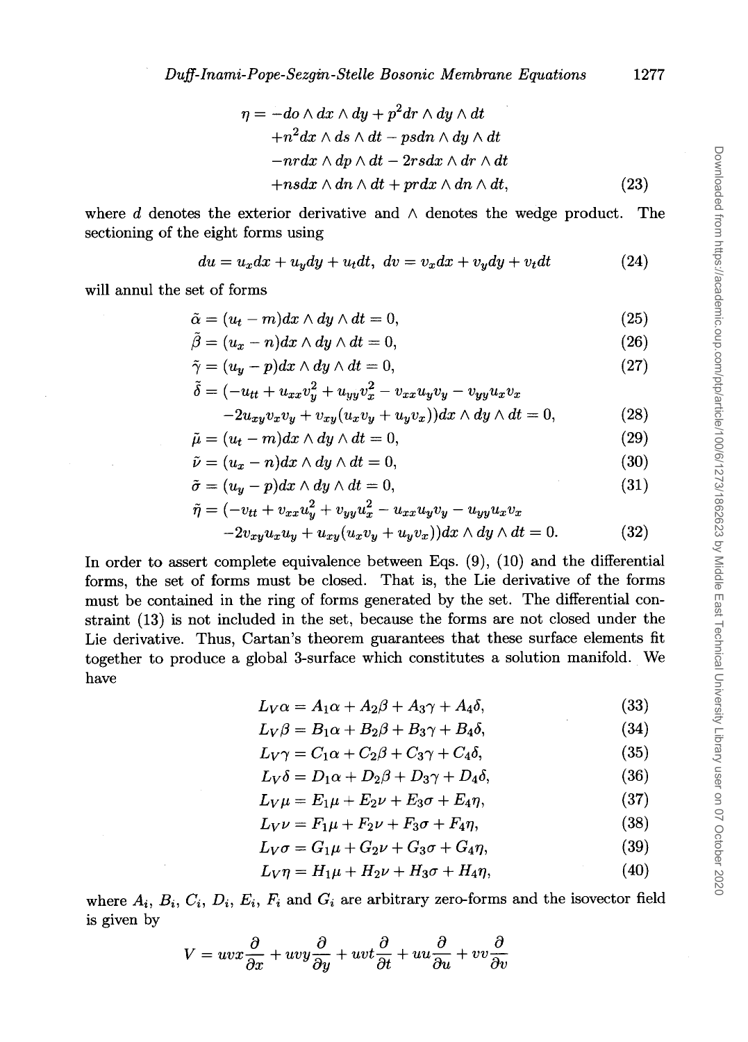$$
\begin{aligned}
\eta = & -do \wedge dx \wedge dy + p^2 dr \wedge dy \wedge dt \\
& + n^2 dx \wedge ds \wedge dt - psdn \wedge dy \wedge dt \\
& - nrdx \wedge dp \wedge dt - 2rsdx \wedge dr \wedge dt \\
& + nsdx \wedge dn \wedge dt + prdx \wedge dn \wedge dt,
\end{aligned} \tag{23}
$$

where $d$ denotes the exterior derivative and $\wedge$ denotes the wedge product. The sectioning of the eight forms using

$$
du = u_x dx + u_y dy + u_t dt, \quad dv = v_x dx + v_y dy + v_t dt \tag{24}
$$

will annul the set of forms

$$
\tilde{\alpha} = (u_t - m) dx \wedge dy \wedge dt = 0, \tag{25}
$$

$$
\tilde{\beta} = (u_x - n) dx \wedge dy \wedge dt = 0, \tag{26}
$$

$$
\tilde{\gamma} = (u_y - p) dx \wedge dy \wedge dt = 0, \tag{27}
$$

$$
\begin{aligned}
\tilde{\delta} = & (-u_{tt} + u_{xx} v_y^2 + u_{yy} v_x^2 - v_{xx} u_y v_y - v_{yy} u_x v_x \\
& - 2u_{xy} v_x v_y + v_{xy}(u_x v_y + u_y v_x)) dx \wedge dy \wedge dt = 0,
\end{aligned} \tag{28}
$$

$$
\tilde{\mu} = (u_t - m) dx \wedge dy \wedge dt = 0, \tag{29}
$$

$$
\tilde{\nu} = (u_x - n) dx \wedge dy \wedge dt = 0, \tag{30}
$$

$$
\tilde{\sigma} = (u_y - p) dx \wedge dy \wedge dt = 0, \tag{31}
$$

$$
\begin{aligned}
\tilde{\eta} = & (-v_{tt} + v_{xx} u_y^2 + v_{yy} u_x^2 - u_{xx} u_y v_y - u_{yy} u_x v_x \\
& - 2v_{xy} u_x u_y + u_{xy}(u_x v_y + u_y v_x)) dx \wedge dy \wedge dt = 0.
\end{aligned} \tag{32}
$$

In order to assert complete equivalence between Eqs. (9), (10) and the differential forms, the set of forms must be closed. That is, the Lie derivative of the forms must be contained in the ring of forms generated by the set. The differential constraint (13) is not included in the set, because the forms are not closed under the Lie derivative. Thus, Cartan's theorem guarantees that these surface elements fit together to produce a global 3-surface which constitutes a solution manifold. We have

$$
L_V \alpha = A_1 \alpha + A_2 \beta + A_3 \gamma + A_4 \delta, \tag{33}
$$

$$
L_V \beta = B_1 \alpha + B_2 \beta + B_3 \gamma + B_4 \delta, \tag{34}
$$

$$
L_V \gamma = C_1 \alpha + C_2 \beta + C_3 \gamma + C_4 \delta, \tag{35}
$$

$$
L_V \delta = D_1 \alpha + D_2 \beta + D_3 \gamma + D_4 \delta, \tag{36}
$$

$$
L_V \mu = E_1 \mu + E_2 \nu + E_3 \sigma + E_4 \eta, \tag{37}
$$

$$
L_V \nu = F_1 \mu + F_2 \nu + F_3 \sigma + F_4 \eta, \tag{38}
$$

$$
L_V \sigma = G_1 \mu + G_2 \nu + G_3 \sigma + G_4 \eta, \tag{39}
$$

$$
L_V \eta = H_1 \mu + H_2 \nu + H_3 \sigma + H_4 \eta, \tag{40}
$$

where $A_i$, $B_i$, $C_i$, $D_i$, $E_i$, $F_i$ and $G_i$ are arbitrary zero-forms and the isovector field is given by

$$
V = uvx \frac{\partial}{\partial x} + uvy \frac{\partial}{\partial y} + uvt \frac{\partial}{\partial t} + uu \frac{\partial}{\partial u} + vv \frac{\partial}{\partial v}
$$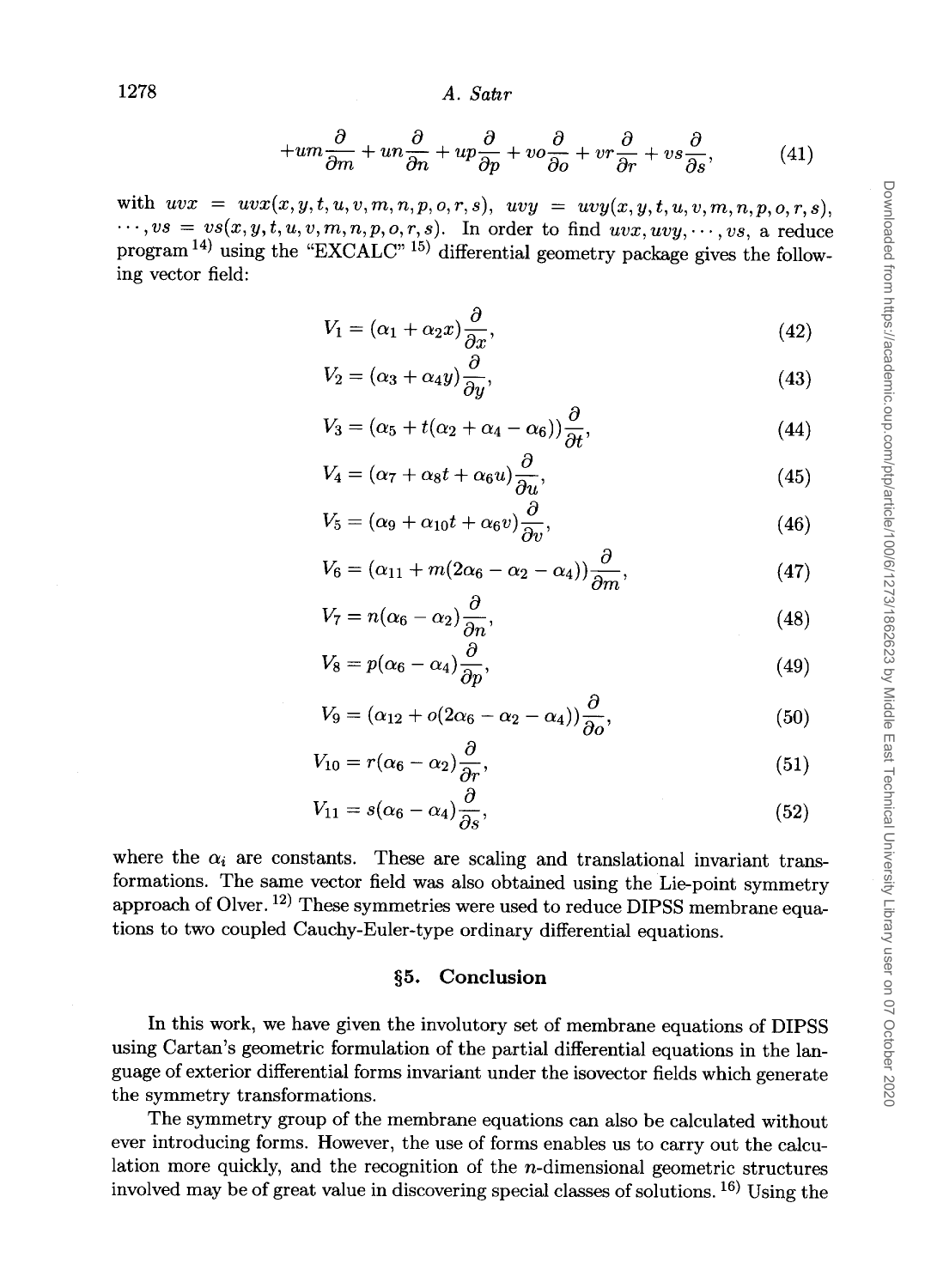$$+um\frac{\partial}{\partial m} + un\frac{\partial}{\partial n} + up\frac{\partial}{\partial p} + vo\frac{\partial}{\partial o} + vr\frac{\partial}{\partial r} + vs\frac{\partial}{\partial s}, \tag{41}$$

with $uvx = uvx(x, y, t, u, v, m, n, p, o, r, s)$, $uvy = uvy(x, y, t, u, v, m, n, p, o, r, s)$, $\cdots, vs = vs(x, y, t, u, v, m, n, p, o, r, s)$. In order to find $uvx, uvy, \cdots, vs$, a reduce program[14] using the "EXCALC"[15] differential geometry package gives the following vector field:

$$V_1 = (\alpha_1 + \alpha_2 x)\frac{\partial}{\partial x}, \tag{42}$$

$$V_2 = (\alpha_3 + \alpha_4 y)\frac{\partial}{\partial y}, \tag{43}$$

$$V_3 = (\alpha_5 + t(\alpha_2 + \alpha_4 - \alpha_6))\frac{\partial}{\partial t}, \tag{44}$$

$$V_4 = (\alpha_7 + \alpha_8 t + \alpha_6 u)\frac{\partial}{\partial u}, \tag{45}$$

$$V_5 = (\alpha_9 + \alpha_{10} t + \alpha_6 v)\frac{\partial}{\partial v}, \tag{46}$$

$$V_6 = (\alpha_{11} + m(2\alpha_6 - \alpha_2 - \alpha_4))\frac{\partial}{\partial m}, \tag{47}$$

$$V_7 = n(\alpha_6 - \alpha_2)\frac{\partial}{\partial n}, \tag{48}$$

$$V_8 = p(\alpha_6 - \alpha_4)\frac{\partial}{\partial p}, \tag{49}$$

$$V_9 = (\alpha_{12} + o(2\alpha_6 - \alpha_2 - \alpha_4))\frac{\partial}{\partial o}, \tag{50}$$

$$V_{10} = r(\alpha_6 - \alpha_2)\frac{\partial}{\partial r}, \tag{51}$$

$$V_{11} = s(\alpha_6 - \alpha_4)\frac{\partial}{\partial s}, \tag{52}$$

where the $\alpha_i$ are constants. These are scaling and translational invariant transformations. The same vector field was also obtained using the Lie-point symmetry approach of Olver.[12] These symmetries were used to reduce DIPSS membrane equations to two coupled Cauchy-Euler-type ordinary differential equations.

## §5. Conclusion

In this work, we have given the involutory set of membrane equations of DIPSS using Cartan's geometric formulation of the partial differential equations in the language of exterior differential forms invariant under the isovector fields which generate the symmetry transformations.

The symmetry group of the membrane equations can also be calculated without ever introducing forms. However, the use of forms enables us to carry out the calculation more quickly, and the recognition of the $n$-dimensional geometric structures involved may be of great value in discovering special classes of solutions.[16] Using the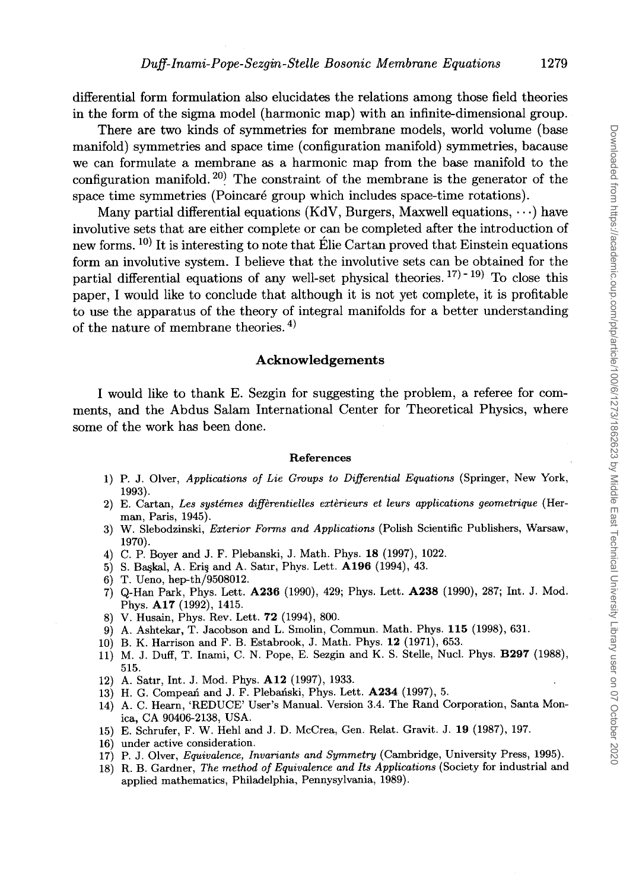differential form formulation also elucidates the relations among those field theories in the form of the sigma model (harmonic map) with an infinite-dimensional group.

There are two kinds of symmetries for membrane models, world volume (base manifold) symmetries and space time (configuration manifold) symmetries, bacause we can formulate a membrane as a harmonic map from the base manifold to the configuration manifold.[20] The constraint of the membrane is the generator of the space time symmetries (Poincaré group which includes space-time rotations).

Many partial differential equations (KdV, Burgers, Maxwell equations, $\cdots$) have involutive sets that are either complete or can be completed after the introduction of new forms.[10] It is interesting to note that Élie Cartan proved that Einstein equations form an involutive system. I believe that the involutive sets can be obtained for the partial differential equations of any well-set physical theories.[17)-19] To close this paper, I would like to conclude that although it is not yet complete, it is profitable to use the apparatus of the theory of integral manifolds for a better understanding of the nature of membrane theories.[4]

## Acknowledgements

I would like to thank E. Sezgin for suggesting the problem, a referee for comments, and the Abdus Salam International Center for Theoretical Physics, where some of the work has been done.

### References

1) P. J. Olver, *Applications of Lie Groups to Differential Equations* (Springer, New York, 1993).
2) E. Cartan, *Les systémes differentielles extèrieurs et leurs applications geometrique* (Herman, Paris, 1945).
3) W. Slebodzinski, *Exterior Forms and Applications* (Polish Scientific Publishers, Warsaw, 1970).
4) C. P. Boyer and J. F. Plebanski, J. Math. Phys. **18** (1997), 1022.
5) S. Başkal, A. Eriş and A. Satır, Phys. Lett. **A196** (1994), 43.
6) T. Ueno, hep-th/9508012.
7) Q-Han Park, Phys. Lett. **A236** (1990), 429; Phys. Lett. **A238** (1990), 287; Int. J. Mod. Phys. **A17** (1992), 1415.
8) V. Husain, Phys. Rev. Lett. **72** (1994), 800.
9) A. Ashtekar, T. Jacobson and L. Smolin, Commun. Math. Phys. **115** (1998), 631.
10) B. K. Harrison and F. B. Estabrook, J. Math. Phys. **12** (1971), 653.
11) M. J. Duff, T. Inami, C. N. Pope, E. Sezgin and K. S. Stelle, Nucl. Phys. **B297** (1988), 515.
12) A. Satır, Int. J. Mod. Phys. **A12** (1997), 1933.
13) H. G. Compeań and J. F. Plebański, Phys. Lett. **A234** (1997), 5.
14) A. C. Hearn, 'REDUCE' User's Manual. Version 3.4. The Rand Corporation, Santa Monica, CA 90406-2138, USA.
15) E. Schrufer, F. W. Hehl and J. D. McCrea, Gen. Relat. Gravit. J. **19** (1987), 197.
16) under active consideration.
17) P. J. Olver, *Equivalence, Invariants and Symmetry* (Cambridge, University Press, 1995).
18) R. B. Gardner, *The method of Equivalence and Its Applications* (Society for industrial and applied mathematics, Philadelphia, Pennysylvania, 1989).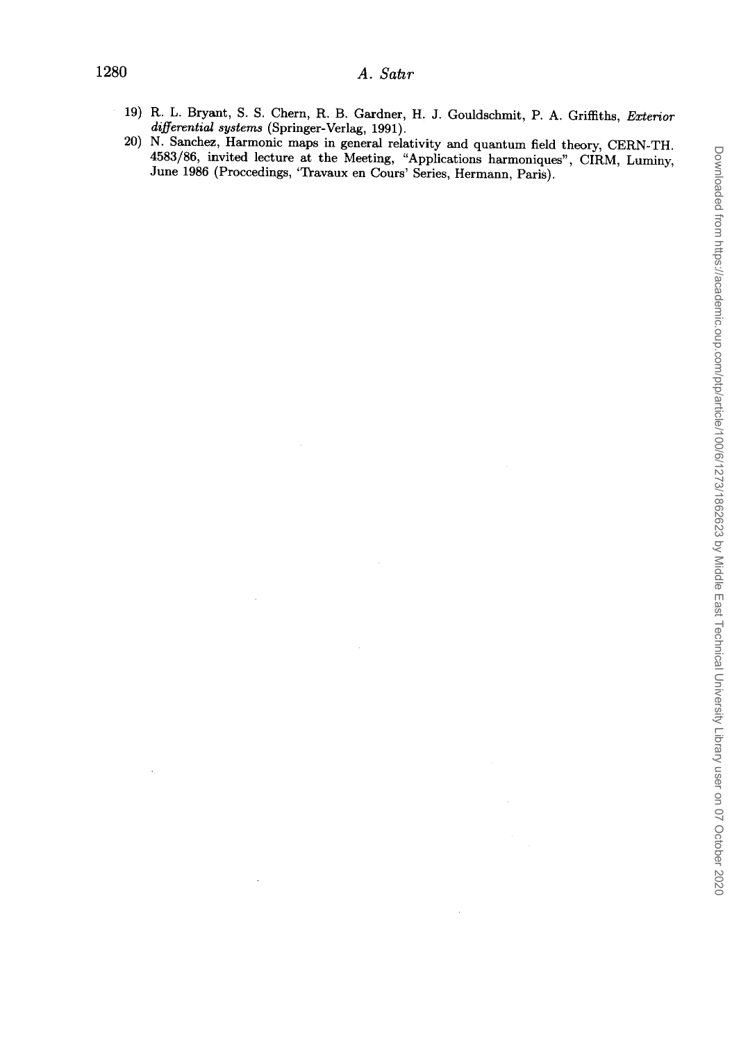19) R. L. Bryant, S. S. Chern, R. B. Gardner, H. J. Gouldschmit, P. A. Griffiths, *Exterior differential systems* (Springer-Verlag, 1991).

20) N. Sanchez, Harmonic maps in general relativity and quantum field theory, CERN-TH. 4583/86, invited lecture at the Meeting, "Applications harmoniques", CIRM, Luminy, June 1986 (Proccedings, 'Travaux en Cours' Series, Hermann, Paris).